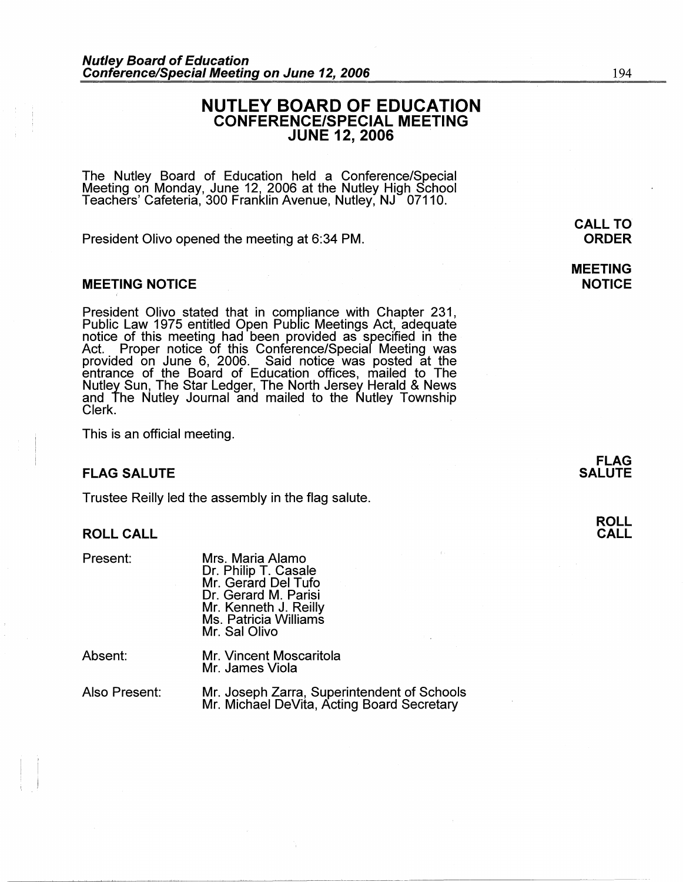# NUTLEY BOARD OF EDUCATION
## CONFERENCE/SPECIAL MEETING
## JUNE 12, 2006

The Nutley Board of Education held a Conference/Special Meeting on Monday, June 12, 2006 at the Nutley High School Teachers' Cafeteria, 300 Franklin Avenue, Nutley, NJ 07110.

**CALL TO ORDER**

President Olivo opened the meeting at 6:34 PM.

### MEETING NOTICE

President Olivo stated that in compliance with Chapter 231, Public Law 1975 entitled Open Public Meetings Act, adequate notice of this meeting had been provided as specified in the Act. Proper notice of this Conference/Special Meeting was provided on June 6, 2006. Said notice was posted at the entrance of the Board of Education offices, mailed to The Nutley Sun, The Star Ledger, The North Jersey Herald & News and The Nutley Journal and mailed to the Nutley Township Clerk.

This is an official meeting.

### FLAG SALUTE

Trustee Reilly led the assembly in the flag salute.

### ROLL CALL

| | |
|---|---|
| Present: | Mrs. Maria Alamo<br>Dr. Philip T. Casale<br>Mr. Gerard Del Tufo<br>Dr. Gerard M. Parisi<br>Mr. Kenneth J. Reilly<br>Ms. Patricia Williams<br>Mr. Sal Olivo |
| Absent: | Mr. Vincent Moscaritola<br>Mr. James Viola |
| Also Present: | Mr. Joseph Zarra, Superintendent of Schools<br>Mr. Michael DeVita, Acting Board Secretary |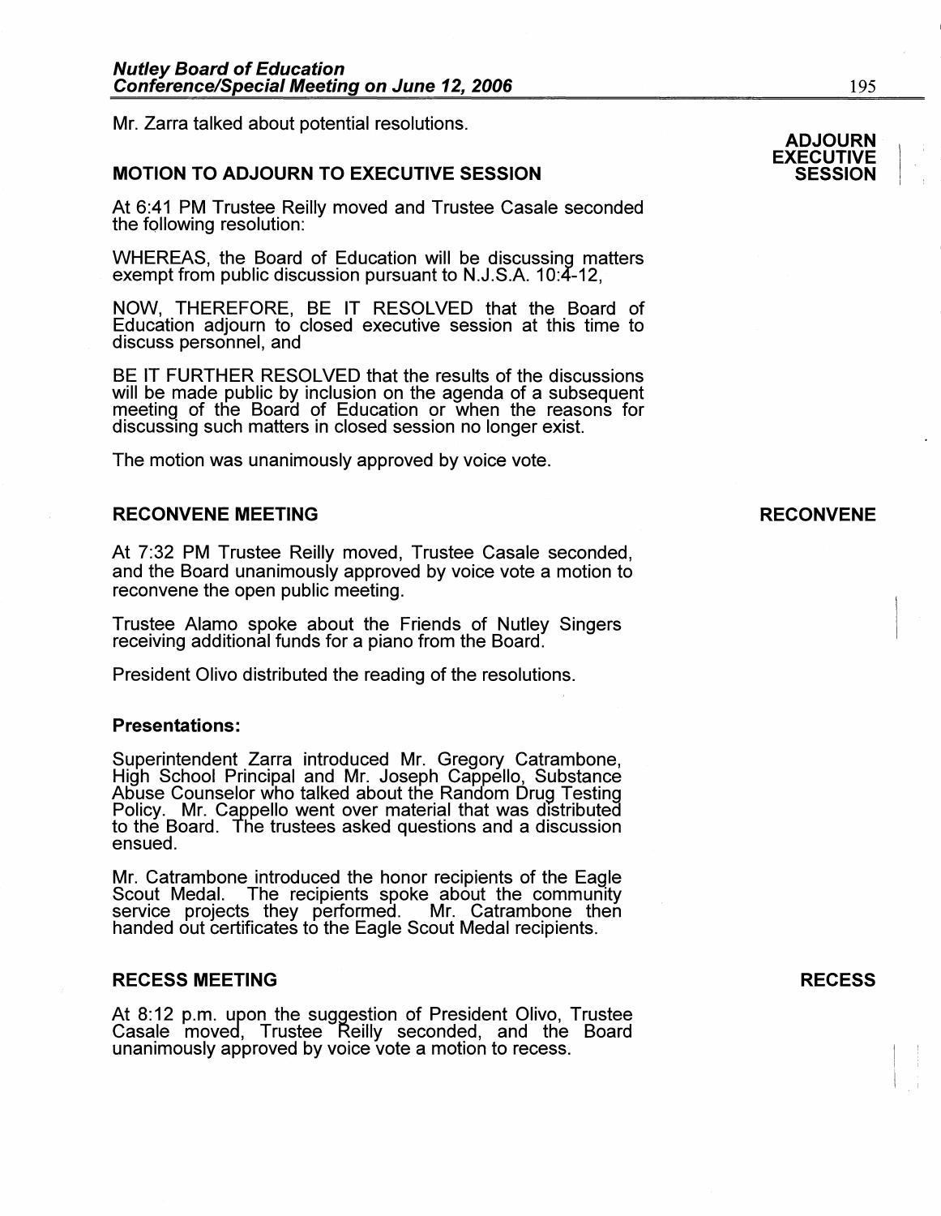Mr. Zarra talked about potential resolutions.

**ADJOURN EXECUTIVE SESSION**

## MOTION TO ADJOURN TO EXECUTIVE SESSION

At 6:41 PM Trustee Reilly moved and Trustee Casale seconded the following resolution:

WHEREAS, the Board of Education will be discussing matters exempt from public discussion pursuant to N.J.S.A. 10:4-12,

NOW, THEREFORE, BE IT RESOLVED that the Board of Education adjourn to closed executive session at this time to discuss personnel, and

BE IT FURTHER RESOLVED that the results of the discussions will be made public by inclusion on the agenda of a subsequent meeting of the Board of Education or when the reasons for discussing such matters in closed session no longer exist.

The motion was unanimously approved by voice vote.

**RECONVENE**

## RECONVENE MEETING

At 7:32 PM Trustee Reilly moved, Trustee Casale seconded, and the Board unanimously approved by voice vote a motion to reconvene the open public meeting.

Trustee Alamo spoke about the Friends of Nutley Singers receiving additional funds for a piano from the Board.

President Olivo distributed the reading of the resolutions.

### Presentations:

Superintendent Zarra introduced Mr. Gregory Catrambone, High School Principal and Mr. Joseph Cappello, Substance Abuse Counselor who talked about the Random Drug Testing Policy. Mr. Cappello went over material that was distributed to the Board. The trustees asked questions and a discussion ensued.

Mr. Catrambone introduced the honor recipients of the Eagle Scout Medal. The recipients spoke about the community service projects they performed. Mr. Catrambone then handed out certificates to the Eagle Scout Medal recipients.

**RECESS**

## RECESS MEETING

At 8:12 p.m. upon the suggestion of President Olivo, Trustee Casale moved, Trustee Reilly seconded, and the Board unanimously approved by voice vote a motion to recess.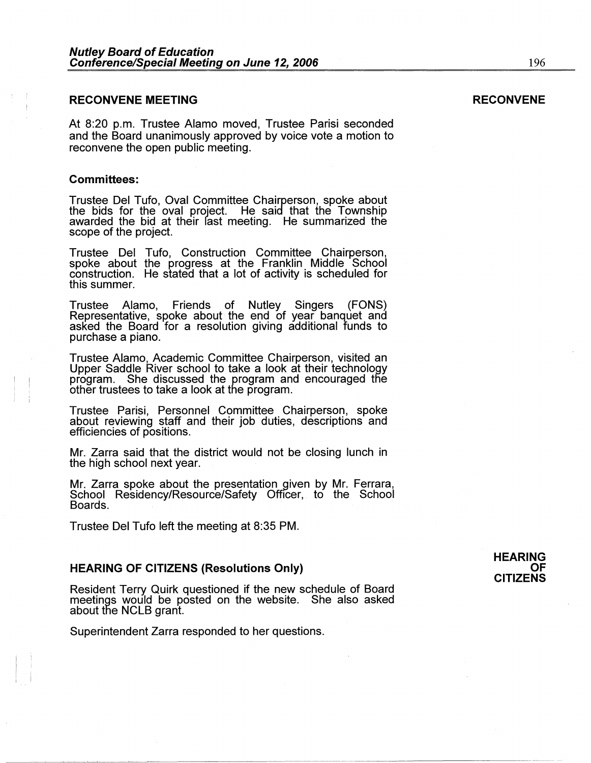## RECONVENE MEETING

**RECONVENE**

At 8:20 p.m. Trustee Alamo moved, Trustee Parisi seconded and the Board unanimously approved by voice vote a motion to reconvene the open public meeting.

### Committees:

Trustee Del Tufo, Oval Committee Chairperson, spoke about the bids for the oval project. He said that the Township awarded the bid at their last meeting. He summarized the scope of the project.

Trustee Del Tufo, Construction Committee Chairperson, spoke about the progress at the Franklin Middle School construction. He stated that a lot of activity is scheduled for this summer.

Trustee Alamo, Friends of Nutley Singers (FONS) Representative, spoke about the end of year banquet and asked the Board for a resolution giving additional funds to purchase a piano.

Trustee Alamo, Academic Committee Chairperson, visited an Upper Saddle River school to take a look at their technology program. She discussed the program and encouraged the other trustees to take a look at the program.

Trustee Parisi, Personnel Committee Chairperson, spoke about reviewing staff and their job duties, descriptions and efficiencies of positions.

Mr. Zarra said that the district would not be closing lunch in the high school next year.

Mr. Zarra spoke about the presentation given by Mr. Ferrara, School Residency/Resource/Safety Officer, to the School Boards.

Trustee Del Tufo left the meeting at 8:35 PM.

## HEARING OF CITIZENS (Resolutions Only)

**HEARING OF CITIZENS**

Resident Terry Quirk questioned if the new schedule of Board meetings would be posted on the website. She also asked about the NCLB grant.

Superintendent Zarra responded to her questions.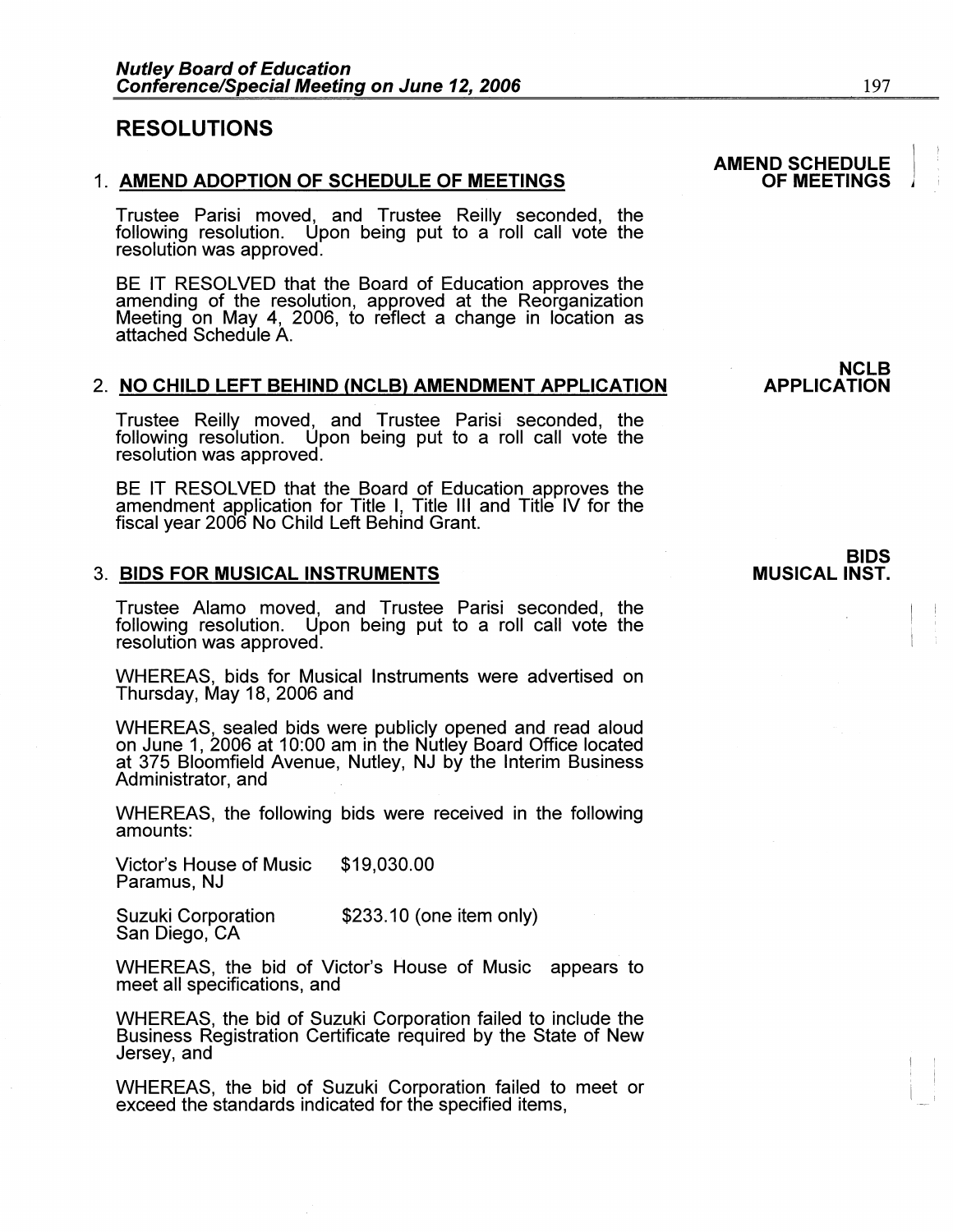## RESOLUTIONS

### 1. AMEND ADOPTION OF SCHEDULE OF MEETINGS

**AMEND SCHEDULE OF MEETINGS**

Trustee Parisi moved, and Trustee Reilly seconded, the following resolution. Upon being put to a roll call vote the resolution was approved.

BE IT RESOLVED that the Board of Education approves the amending of the resolution, approved at the Reorganization Meeting on May 4, 2006, to reflect a change in location as attached Schedule A.

### 2. NO CHILD LEFT BEHIND (NCLB) AMENDMENT APPLICATION

**NCLB APPLICATION**

Trustee Reilly moved, and Trustee Parisi seconded, the following resolution. Upon being put to a roll call vote the resolution was approved.

BE IT RESOLVED that the Board of Education approves the amendment application for Title I, Title III and Title IV for the fiscal year 2006 No Child Left Behind Grant.

### 3. BIDS FOR MUSICAL INSTRUMENTS

**BIDS MUSICAL INST.**

Trustee Alamo moved, and Trustee Parisi seconded, the following resolution. Upon being put to a roll call vote the resolution was approved.

WHEREAS, bids for Musical Instruments were advertised on Thursday, May 18, 2006 and

WHEREAS, sealed bids were publicly opened and read aloud on June 1, 2006 at 10:00 am in the Nutley Board Office located at 375 Bloomfield Avenue, Nutley, NJ by the Interim Business Administrator, and

WHEREAS, the following bids were received in the following amounts:

| | |
|---|---|
| Victor's House of Music<br>Paramus, NJ | $19,030.00 |
| Suzuki Corporation<br>San Diego, CA | $233.10 (one item only) |

WHEREAS, the bid of Victor's House of Music appears to meet all specifications, and

WHEREAS, the bid of Suzuki Corporation failed to include the Business Registration Certificate required by the State of New Jersey, and

WHEREAS, the bid of Suzuki Corporation failed to meet or exceed the standards indicated for the specified items,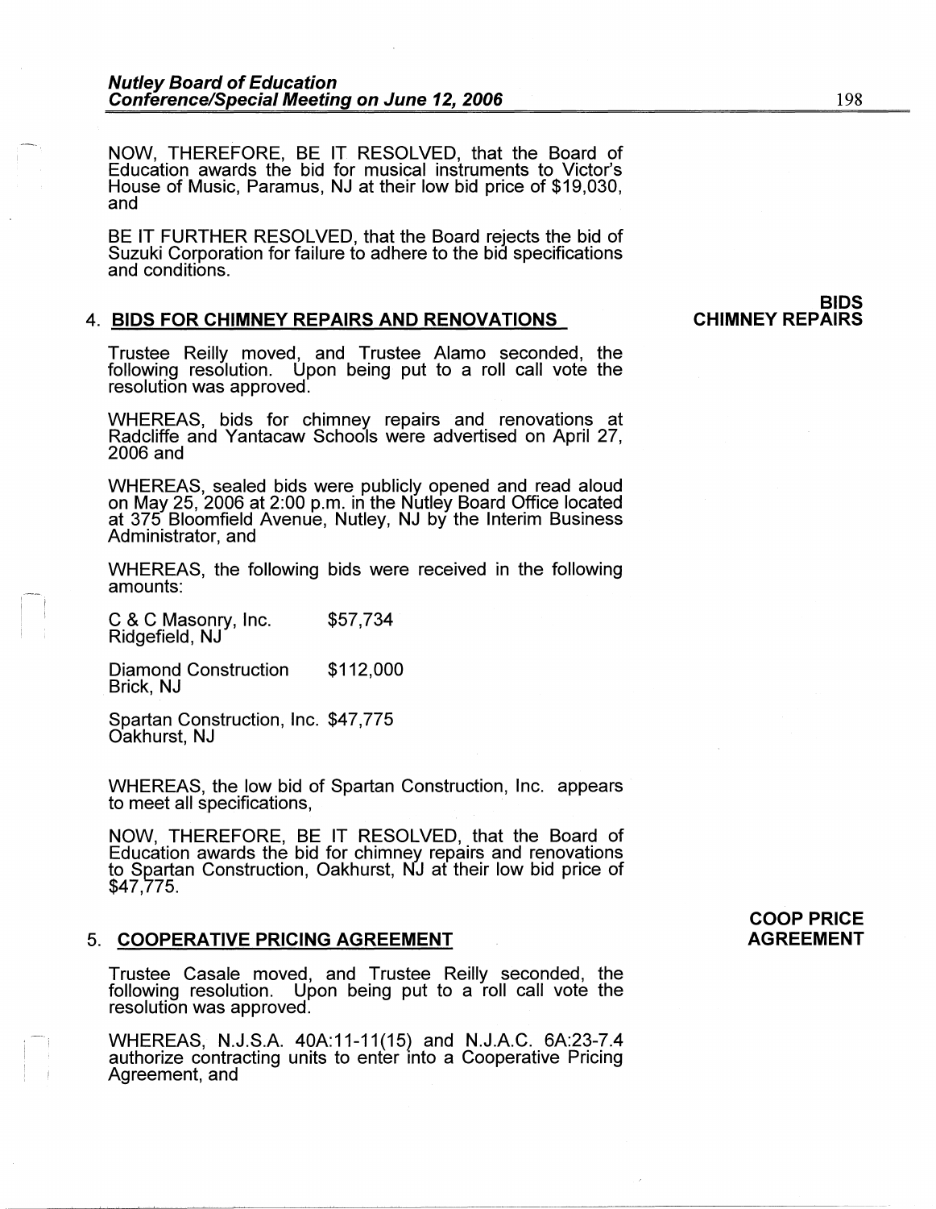NOW, THEREFORE, BE IT RESOLVED, that the Board of Education awards the bid for musical instruments to Victor's House of Music, Paramus, NJ at their low bid price of $19,030, and

BE IT FURTHER RESOLVED, that the Board rejects the bid of Suzuki Corporation for failure to adhere to the bid specifications and conditions.

**BIDS CHIMNEY REPAIRS**

4. **BIDS FOR CHIMNEY REPAIRS AND RENOVATIONS**

Trustee Reilly moved, and Trustee Alamo seconded, the following resolution. Upon being put to a roll call vote the resolution was approved.

WHEREAS, bids for chimney repairs and renovations at Radcliffe and Yantacaw Schools were advertised on April 27, 2006 and

WHEREAS, sealed bids were publicly opened and read aloud on May 25, 2006 at 2:00 p.m. in the Nutley Board Office located at 375 Bloomfield Avenue, Nutley, NJ by the Interim Business Administrator, and

WHEREAS, the following bids were received in the following amounts:

| | |
|---|---|
| C & C Masonry, Inc.<br>Ridgefield, NJ | $57,734 |
| Diamond Construction<br>Brick, NJ | $112,000 |
| Spartan Construction, Inc.<br>Oakhurst, NJ | $47,775 |

WHEREAS, the low bid of Spartan Construction, Inc. appears to meet all specifications,

NOW, THEREFORE, BE IT RESOLVED, that the Board of Education awards the bid for chimney repairs and renovations to Spartan Construction, Oakhurst, NJ at their low bid price of $47,775.

**COOP PRICE AGREEMENT**

5. **COOPERATIVE PRICING AGREEMENT**

Trustee Casale moved, and Trustee Reilly seconded, the following resolution. Upon being put to a roll call vote the resolution was approved.

WHEREAS, N.J.S.A. 40A:11-11(15) and N.J.A.C. 6A:23-7.4 authorize contracting units to enter into a Cooperative Pricing Agreement, and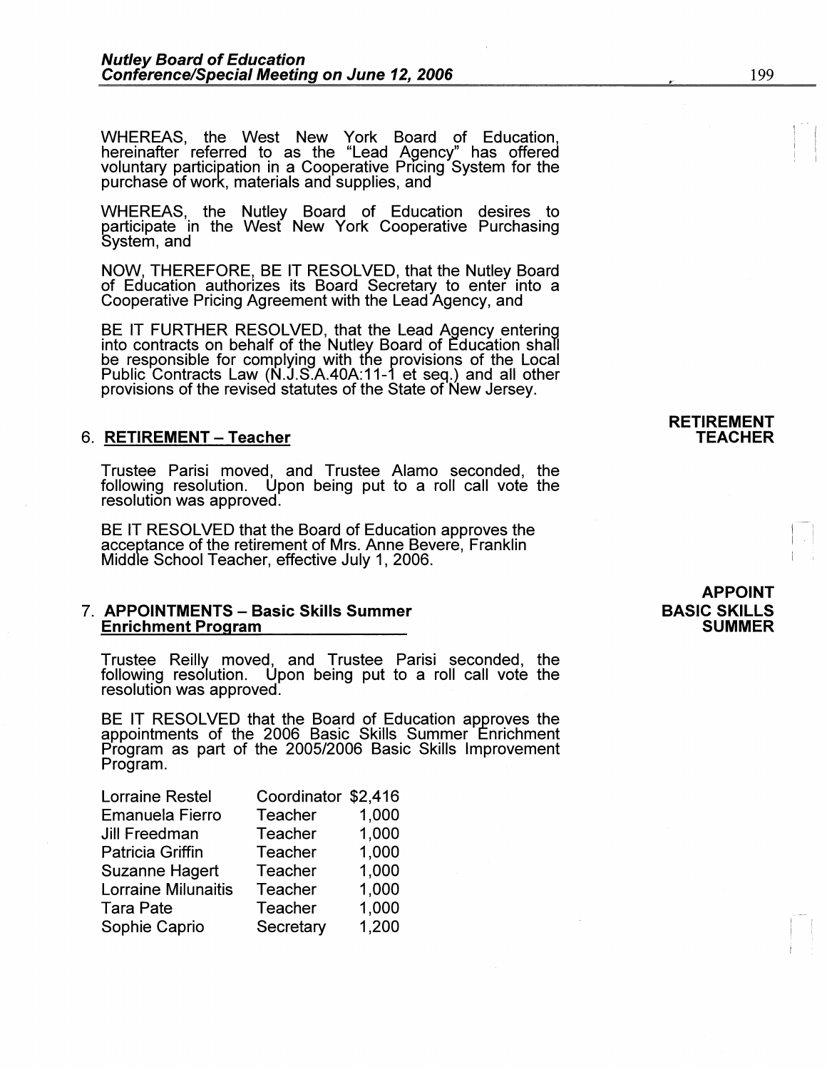WHEREAS, the West New York Board of Education, hereinafter referred to as the "Lead Agency" has offered voluntary participation in a Cooperative Pricing System for the purchase of work, materials and supplies, and

WHEREAS, the Nutley Board of Education desires to participate in the West New York Cooperative Purchasing System, and

NOW, THEREFORE, BE IT RESOLVED, that the Nutley Board of Education authorizes its Board Secretary to enter into a Cooperative Pricing Agreement with the Lead Agency, and

BE IT FURTHER RESOLVED, that the Lead Agency entering into contracts on behalf of the Nutley Board of Education shall be responsible for complying with the provisions of the Local Public Contracts Law (N.J.S.A.40A:11-1 et seq.) and all other provisions of the revised statutes of the State of New Jersey.

**RETIREMENT TEACHER**

6. **RETIREMENT – Teacher**

Trustee Parisi moved, and Trustee Alamo seconded, the following resolution. Upon being put to a roll call vote the resolution was approved.

BE IT RESOLVED that the Board of Education approves the acceptance of the retirement of Mrs. Anne Bevere, Franklin Middle School Teacher, effective July 1, 2006.

**APPOINT BASIC SKILLS SUMMER**

7. **APPOINTMENTS – Basic Skills Summer Enrichment Program**

Trustee Reilly moved, and Trustee Parisi seconded, the following resolution. Upon being put to a roll call vote the resolution was approved.

BE IT RESOLVED that the Board of Education approves the appointments of the 2006 Basic Skills Summer Enrichment Program as part of the 2005/2006 Basic Skills Improvement Program.

| | | |
|---|---|---|
| Lorraine Restel | Coordinator | $2,416 |
| Emanuela Fierro | Teacher | 1,000 |
| Jill Freedman | Teacher | 1,000 |
| Patricia Griffin | Teacher | 1,000 |
| Suzanne Hagert | Teacher | 1,000 |
| Lorraine Milunaitis | Teacher | 1,000 |
| Tara Pate | Teacher | 1,000 |
| Sophie Caprio | Secretary | 1,200 |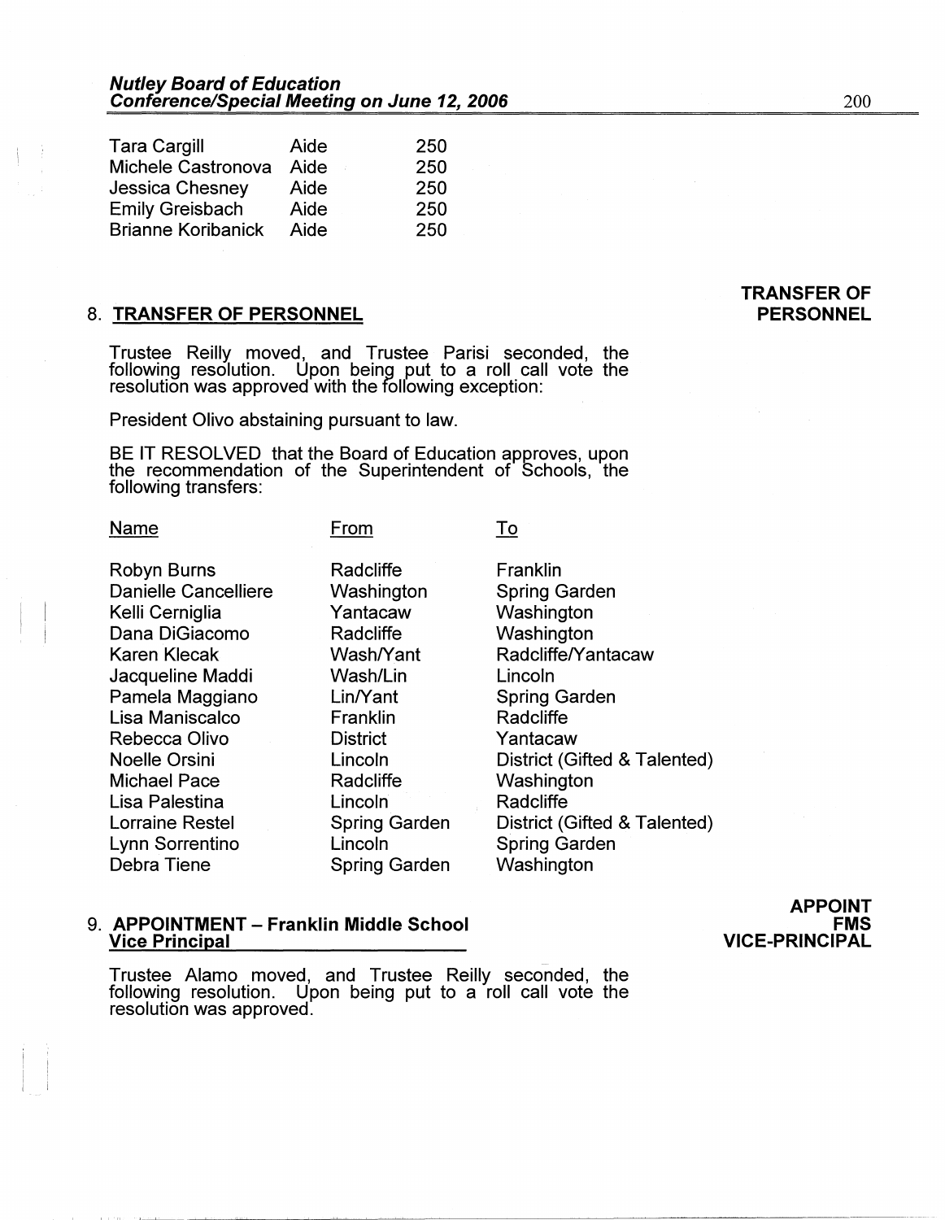| Tara Cargill | Aide | 250 |
|---|---|---|
| Michele Castronova | Aide | 250 |
| Jessica Chesney | Aide | 250 |
| Emily Greisbach | Aide | 250 |
| Brianne Koribanick | Aide | 250 |

**TRANSFER OF PERSONNEL**

8. **TRANSFER OF PERSONNEL**

Trustee Reilly moved, and Trustee Parisi seconded, the following resolution. Upon being put to a roll call vote the resolution was approved with the following exception:

President Olivo abstaining pursuant to law.

BE IT RESOLVED that the Board of Education approves, upon the recommendation of the Superintendent of Schools, the following transfers:

| Name | From | To |
|---|---|---|
| Robyn Burns | Radcliffe | Franklin |
| Danielle Cancelliere | Washington | Spring Garden |
| Kelli Cerniglia | Yantacaw | Washington |
| Dana DiGiacomo | Radcliffe | Washington |
| Karen Klecak | Wash/Yant | Radcliffe/Yantacaw |
| Jacqueline Maddi | Wash/Lin | Lincoln |
| Pamela Maggiano | Lin/Yant | Spring Garden |
| Lisa Maniscalco | Franklin | Radcliffe |
| Rebecca Olivo | District | Yantacaw |
| Noelle Orsini | Lincoln | District (Gifted & Talented) |
| Michael Pace | Radcliffe | Washington |
| Lisa Palestina | Lincoln | Radcliffe |
| Lorraine Restel | Spring Garden | District (Gifted & Talented) |
| Lynn Sorrentino | Lincoln | Spring Garden |
| Debra Tiene | Spring Garden | Washington |

**APPOINT FMS VICE-PRINCIPAL**

9. **APPOINTMENT – Franklin Middle School Vice Principal**

Trustee Alamo moved, and Trustee Reilly seconded, the following resolution. Upon being put to a roll call vote the resolution was approved.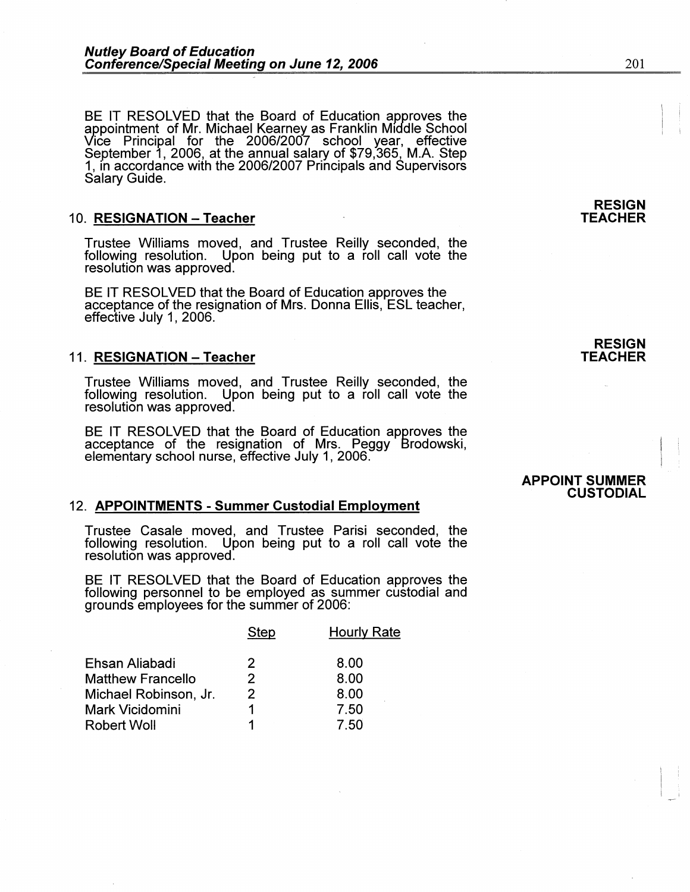BE IT RESOLVED that the Board of Education approves the appointment of Mr. Michael Kearney as Franklin Middle School Vice Principal for the 2006/2007 school year, effective September 1, 2006, at the annual salary of $79,365, M.A. Step 1, in accordance with the 2006/2007 Principals and Supervisors Salary Guide.

**RESIGN TEACHER**

10. **RESIGNATION – Teacher**

Trustee Williams moved, and Trustee Reilly seconded, the following resolution. Upon being put to a roll call vote the resolution was approved.

BE IT RESOLVED that the Board of Education approves the acceptance of the resignation of Mrs. Donna Ellis, ESL teacher, effective July 1, 2006.

**RESIGN TEACHER**

11. **RESIGNATION – Teacher**

Trustee Williams moved, and Trustee Reilly seconded, the following resolution. Upon being put to a roll call vote the resolution was approved.

BE IT RESOLVED that the Board of Education approves the acceptance of the resignation of Mrs. Peggy Brodowski, elementary school nurse, effective July 1, 2006.

**APPOINT SUMMER CUSTODIAL**

12. **APPOINTMENTS - Summer Custodial Employment**

Trustee Casale moved, and Trustee Parisi seconded, the following resolution. Upon being put to a roll call vote the resolution was approved.

BE IT RESOLVED that the Board of Education approves the following personnel to be employed as summer custodial and grounds employees for the summer of 2006:

| | Step | Hourly Rate |
|---|---|---|
| Ehsan Aliabadi | 2 | 8.00 |
| Matthew Francello | 2 | 8.00 |
| Michael Robinson, Jr. | 2 | 8.00 |
| Mark Vicidomini | 1 | 7.50 |
| Robert Woll | 1 | 7.50 |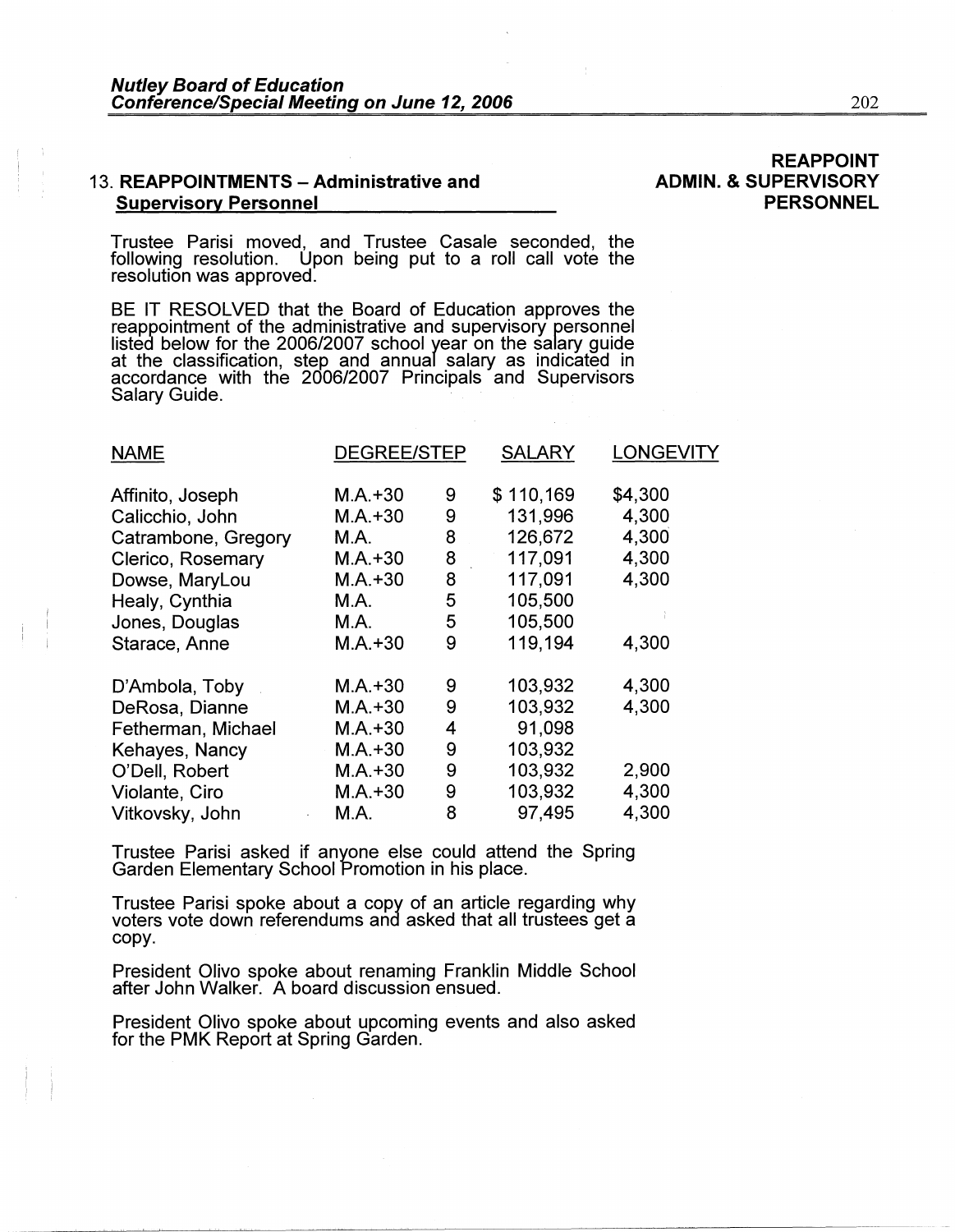## 13. REAPPOINTMENTS – Administrative and Supervisory Personnel

**REAPPOINT ADMIN. & SUPERVISORY PERSONNEL**

Trustee Parisi moved, and Trustee Casale seconded, the following resolution. Upon being put to a roll call vote the resolution was approved.

BE IT RESOLVED that the Board of Education approves the reappointment of the administrative and supervisory personnel listed below for the 2006/2007 school year on the salary guide at the classification, step and annual salary as indicated in accordance with the 2006/2007 Principals and Supervisors Salary Guide.

| NAME | DEGREE | STEP | SALARY | LONGEVITY |
|---|---|---|---|---|
| Affinito, Joseph | M.A.+30 | 9 | $ 110,169 | $4,300 |
| Calicchio, John | M.A.+30 | 9 | 131,996 | 4,300 |
| Catrambone, Gregory | M.A. | 8 | 126,672 | 4,300 |
| Clerico, Rosemary | M.A.+30 | 8 | 117,091 | 4,300 |
| Dowse, MaryLou | M.A.+30 | 8 | 117,091 | 4,300 |
| Healy, Cynthia | M.A. | 5 | 105,500 | |
| Jones, Douglas | M.A. | 5 | 105,500 | |
| Starace, Anne | M.A.+30 | 9 | 119,194 | 4,300 |
| D'Ambola, Toby | M.A.+30 | 9 | 103,932 | 4,300 |
| DeRosa, Dianne | M.A.+30 | 9 | 103,932 | 4,300 |
| Fetherman, Michael | M.A.+30 | 4 | 91,098 | |
| Kehayes, Nancy | M.A.+30 | 9 | 103,932 | |
| O'Dell, Robert | M.A.+30 | 9 | 103,932 | 2,900 |
| Violante, Ciro | M.A.+30 | 9 | 103,932 | 4,300 |
| Vitkovsky, John | M.A. | 8 | 97,495 | 4,300 |

Trustee Parisi asked if anyone else could attend the Spring Garden Elementary School Promotion in his place.

Trustee Parisi spoke about a copy of an article regarding why voters vote down referendums and asked that all trustees get a copy.

President Olivo spoke about renaming Franklin Middle School after John Walker. A board discussion ensued.

President Olivo spoke about upcoming events and also asked for the PMK Report at Spring Garden.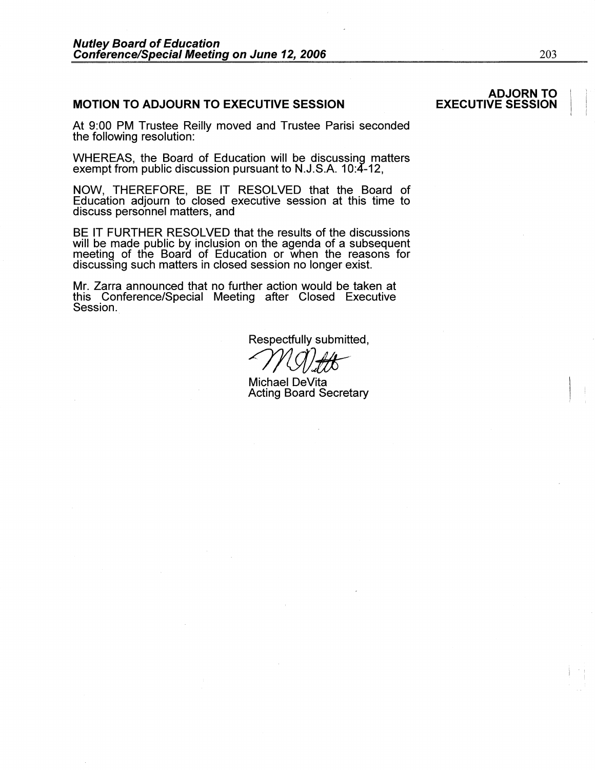## MOTION TO ADJOURN TO EXECUTIVE SESSION

**ADJOURN TO EXECUTIVE SESSION**

At 9:00 PM Trustee Reilly moved and Trustee Parisi seconded the following resolution:

WHEREAS, the Board of Education will be discussing matters exempt from public discussion pursuant to N.J.S.A. 10:4-12,

NOW, THEREFORE, BE IT RESOLVED that the Board of Education adjourn to closed executive session at this time to discuss personnel matters, and

BE IT FURTHER RESOLVED that the results of the discussions will be made public by inclusion on the agenda of a subsequent meeting of the Board of Education or when the reasons for discussing such matters in closed session no longer exist.

Mr. Zarra announced that no further action would be taken at this Conference/Special Meeting after Closed Executive Session.

Respectfully submitted,

Michael DeVita
Acting Board Secretary